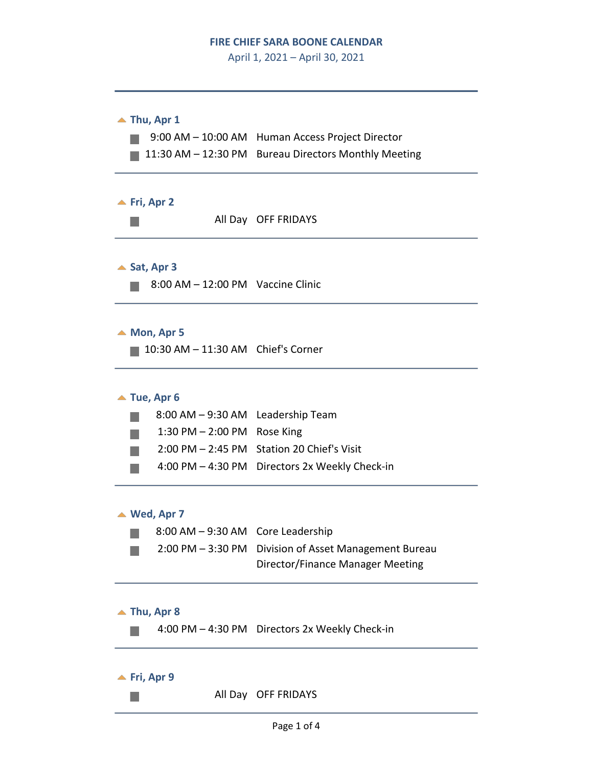# FIRE CHIEF SARA BOONE CALENDAR

April 1, 2021 – April 30, 2021

---

### Thu, Apr 1

- 9:00 AM – 10:00 AM   Human Access Project Director
- 11:30 AM – 12:30 PM   Bureau Directors Monthly Meeting

---

### Fri, Apr 2

- All Day   OFF FRIDAYS

---

### Sat, Apr 3

- 8:00 AM – 12:00 PM   Vaccine Clinic

---

### Mon, Apr 5

- 10:30 AM – 11:30 AM   Chief's Corner

---

### Tue, Apr 6

- 8:00 AM – 9:30 AM   Leadership Team
- 1:30 PM – 2:00 PM   Rose King
- 2:00 PM – 2:45 PM   Station 20 Chief's Visit
- 4:00 PM – 4:30 PM   Directors 2x Weekly Check-in

---

### Wed, Apr 7

- 8:00 AM – 9:30 AM   Core Leadership
- 2:00 PM – 3:30 PM   Division of Asset Management Bureau Director/Finance Manager Meeting

---

### Thu, Apr 8

- 4:00 PM – 4:30 PM   Directors 2x Weekly Check-in

---

### Fri, Apr 9

- All Day   OFF FRIDAYS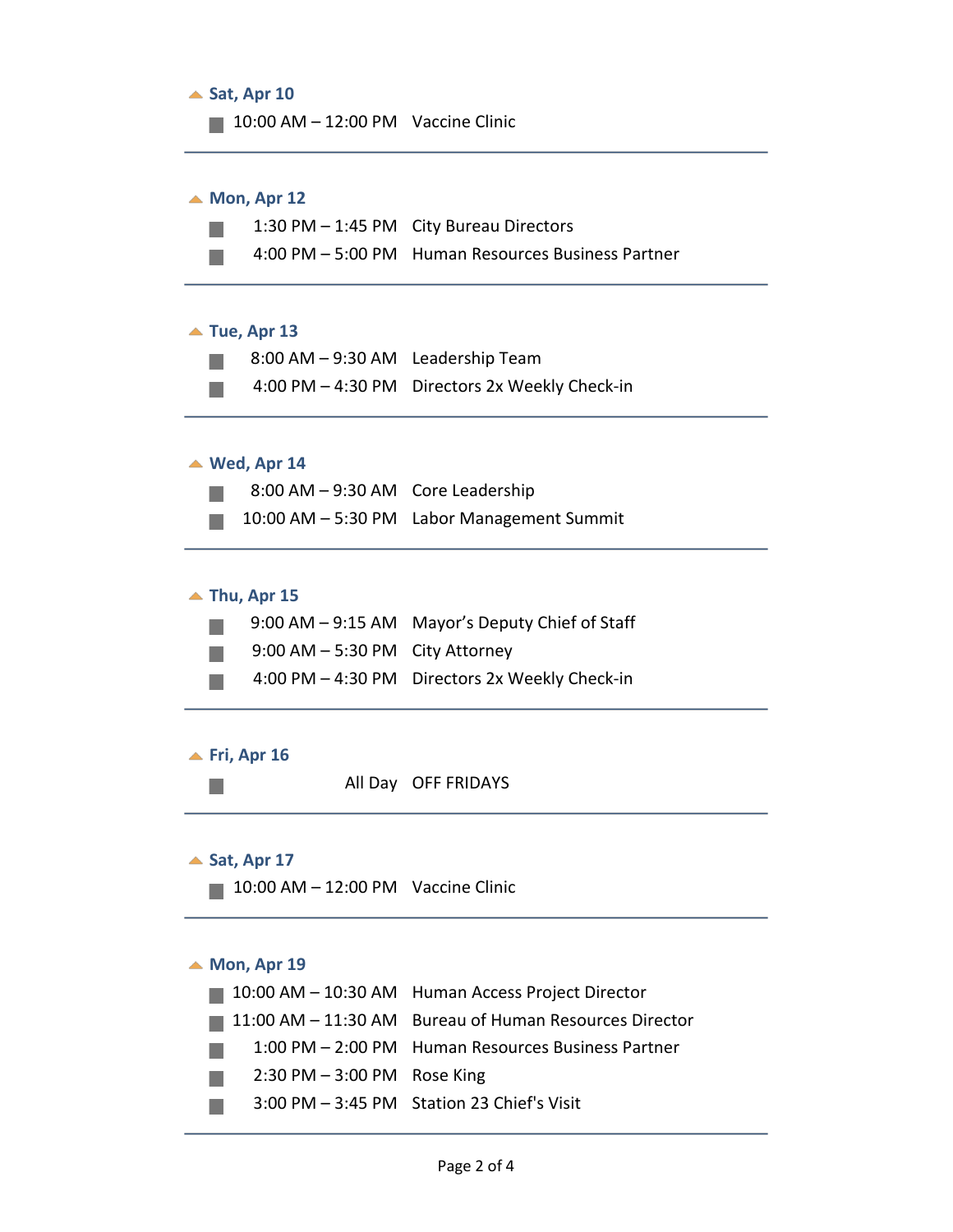### Sat, Apr 10

- 10:00 AM – 12:00 PM Vaccine Clinic

---

### Mon, Apr 12

- 1:30 PM – 1:45 PM City Bureau Directors
- 4:00 PM – 5:00 PM Human Resources Business Partner

---

### Tue, Apr 13

- 8:00 AM – 9:30 AM Leadership Team
- 4:00 PM – 4:30 PM Directors 2x Weekly Check-in

---

### Wed, Apr 14

- 8:00 AM – 9:30 AM Core Leadership
- 10:00 AM – 5:30 PM Labor Management Summit

---

### Thu, Apr 15

- 9:00 AM – 9:15 AM Mayor’s Deputy Chief of Staff
- 9:00 AM – 5:30 PM City Attorney
- 4:00 PM – 4:30 PM Directors 2x Weekly Check-in

---

### Fri, Apr 16

- All Day OFF FRIDAYS

---

### Sat, Apr 17

- 10:00 AM – 12:00 PM Vaccine Clinic

---

### Mon, Apr 19

- 10:00 AM – 10:30 AM Human Access Project Director
- 11:00 AM – 11:30 AM Bureau of Human Resources Director
- 1:00 PM – 2:00 PM Human Resources Business Partner
- 2:30 PM – 3:00 PM Rose King
- 3:00 PM – 3:45 PM Station 23 Chief's Visit

---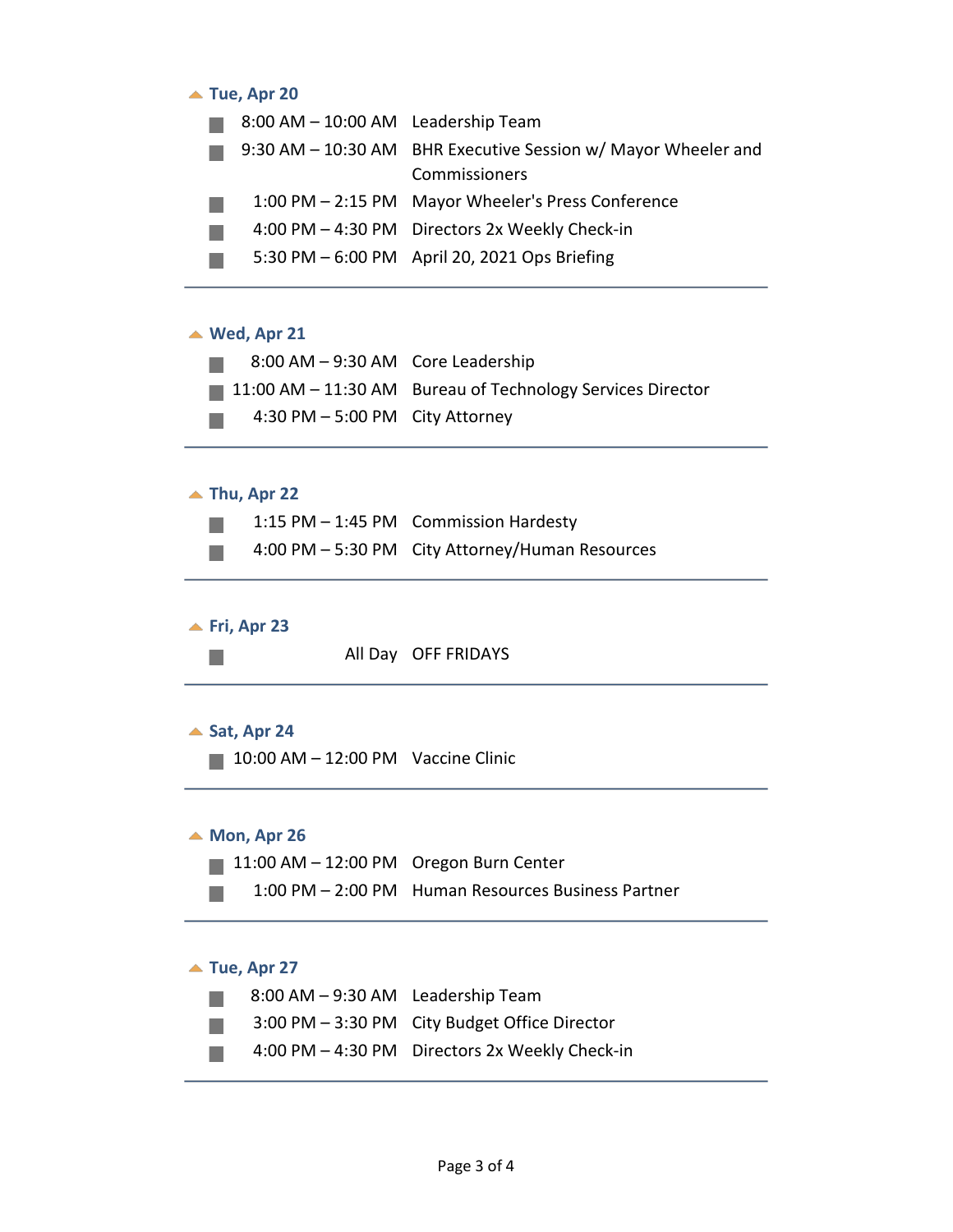### Tue, Apr 20

- 8:00 AM – 10:00 AM Leadership Team
- 9:30 AM – 10:30 AM BHR Executive Session w/ Mayor Wheeler and Commissioners
- 1:00 PM – 2:15 PM Mayor Wheeler's Press Conference
- 4:00 PM – 4:30 PM Directors 2x Weekly Check-in
- 5:30 PM – 6:00 PM April 20, 2021 Ops Briefing

---

### Wed, Apr 21

- 8:00 AM – 9:30 AM Core Leadership
- 11:00 AM – 11:30 AM Bureau of Technology Services Director
- 4:30 PM – 5:00 PM City Attorney

---

### Thu, Apr 22

- 1:15 PM – 1:45 PM Commission Hardesty
- 4:00 PM – 5:30 PM City Attorney/Human Resources

---

### Fri, Apr 23

- All Day OFF FRIDAYS

---

### Sat, Apr 24

- 10:00 AM – 12:00 PM Vaccine Clinic

---

### Mon, Apr 26

- 11:00 AM – 12:00 PM Oregon Burn Center
- 1:00 PM – 2:00 PM Human Resources Business Partner

---

### Tue, Apr 27

- 8:00 AM – 9:30 AM Leadership Team
- 3:00 PM – 3:30 PM City Budget Office Director
- 4:00 PM – 4:30 PM Directors 2x Weekly Check-in

---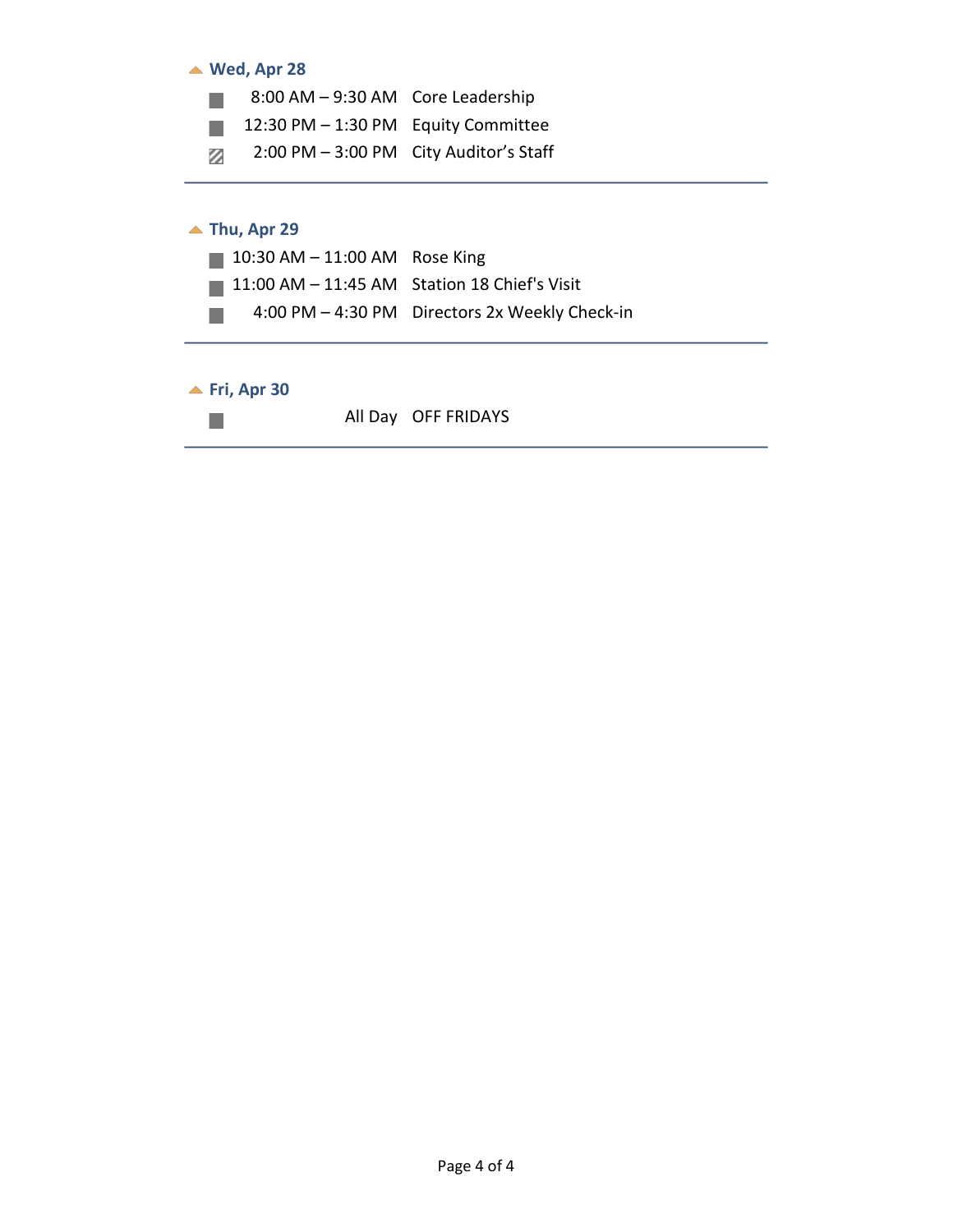### Wed, Apr 28

| | | |
|---|---|---|
| | 8:00 AM – 9:30 AM | Core Leadership |
| | 12:30 PM – 1:30 PM | Equity Committee |
| | 2:00 PM – 3:00 PM | City Auditor's Staff |

### Thu, Apr 29

| | | |
|---|---|---|
| | 10:30 AM – 11:00 AM | Rose King |
| | 11:00 AM – 11:45 AM | Station 18 Chief's Visit |
| | 4:00 PM – 4:30 PM | Directors 2x Weekly Check-in |

### Fri, Apr 30

| | | |
|---|---|---|
| | All Day | OFF FRIDAYS |